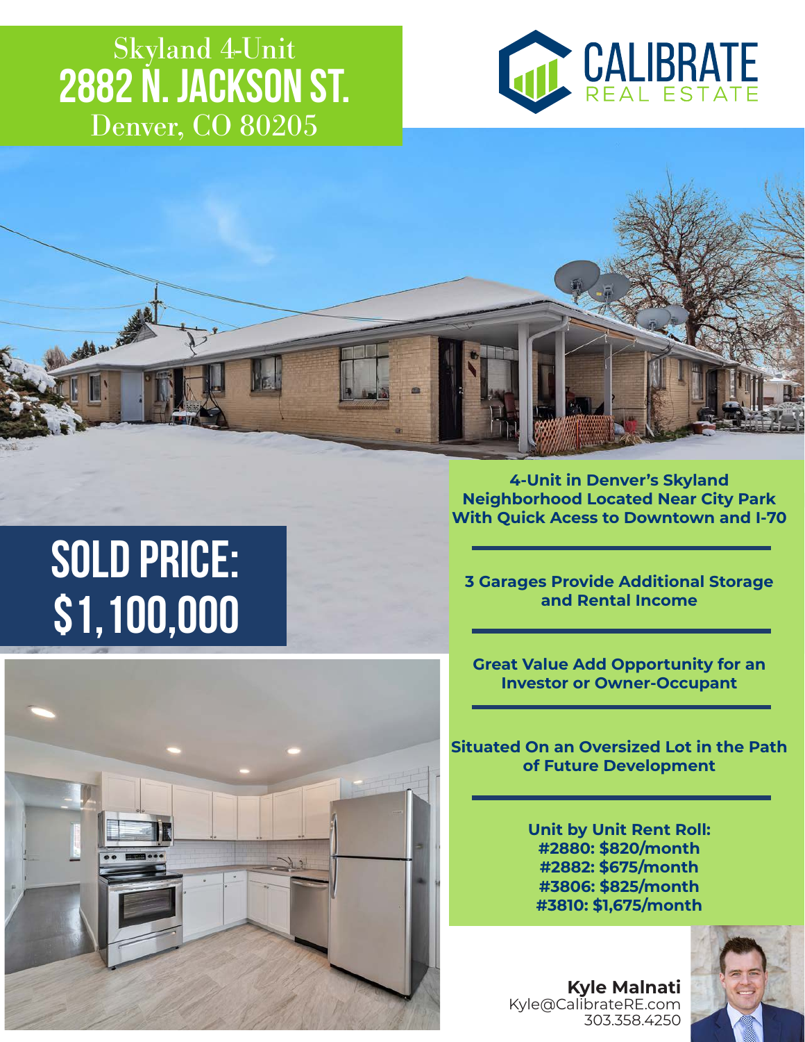# Skyland 4-Unit
# 2882 N. Jackson St.
## Denver, CO 80205

CALIBRATE REAL ESTATE

## SOLD PRICE: $1,100,000

**4-Unit in Denver's Skyland Neighborhood Located Near City Park With Quick Acess to Downtown and I-70**

**3 Garages Provide Additional Storage and Rental Income**

**Great Value Add Opportunity for an Investor or Owner-Occupant**

**Situated On an Oversized Lot in the Path of Future Development**

**Unit by Unit Rent Roll:**
**#2880: $820/month**
**#2882: $675/month**
**#3806: $825/month**
**#3810: $1,675/month**

**Kyle Malnati**
Kyle@CalibrateRE.com
303.358.4250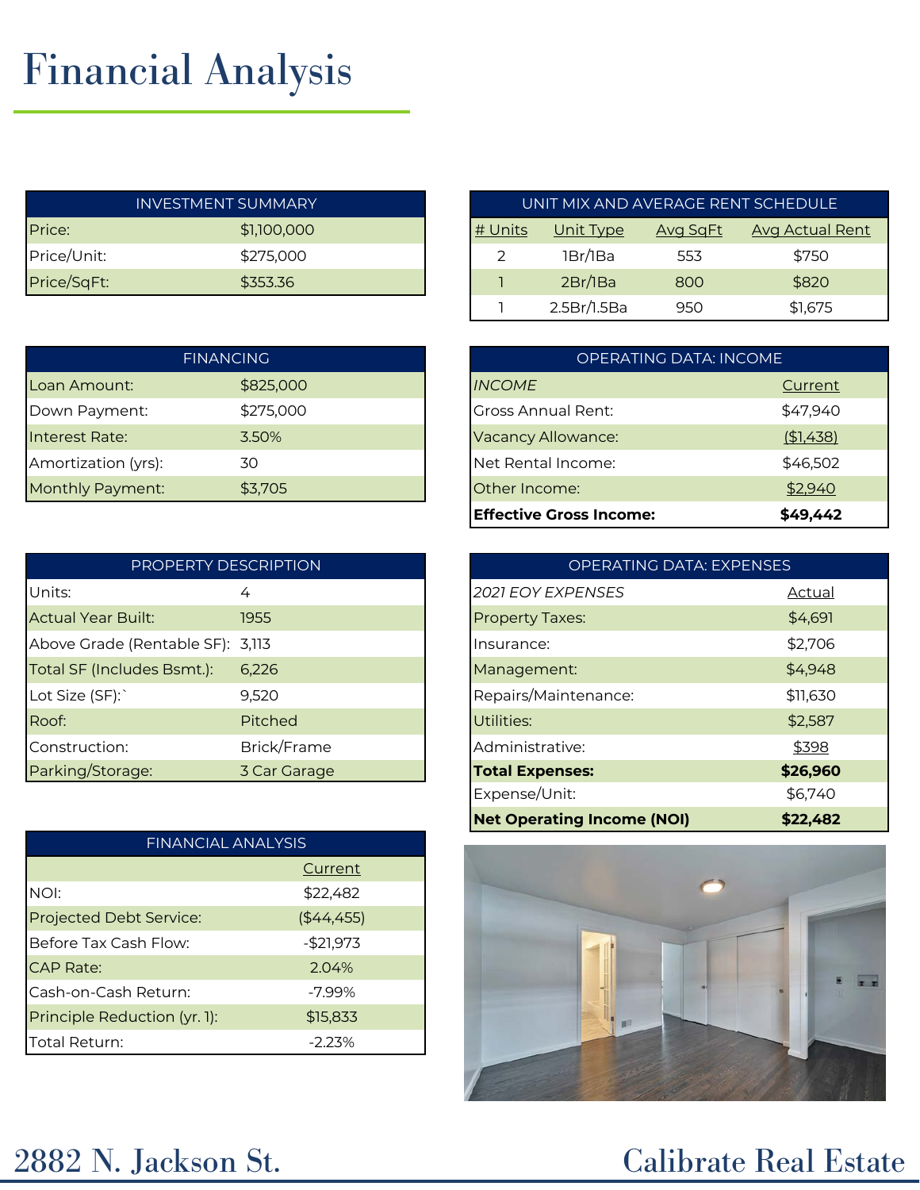# Financial Analysis

| INVESTMENT SUMMARY | |
|---|---|
| Price: | $1,100,000 |
| Price/Unit: | $275,000 |
| Price/SqFt: | $353.36 |

| FINANCING | |
|---|---|
| Loan Amount: | $825,000 |
| Down Payment: | $275,000 |
| Interest Rate: | 3.50% |
| Amortization (yrs): | 30 |
| Monthly Payment: | $3,705 |

| PROPERTY DESCRIPTION | |
|---|---|
| Units: | 4 |
| Actual Year Built: | 1955 |
| Above Grade (Rentable SF): | 3,113 |
| Total SF (Includes Bsmt.): | 6,226 |
| Lot Size (SF):` | 9,520 |
| Roof: | Pitched |
| Construction: | Brick/Frame |
| Parking/Storage: | 3 Car Garage |

| FINANCIAL ANALYSIS | |
|---|---|
| | Current |
| NOI: | $22,482 |
| Projected Debt Service: | ($44,455) |
| Before Tax Cash Flow: | -$21,973 |
| CAP Rate: | 2.04% |
| Cash-on-Cash Return: | -7.99% |
| Principle Reduction (yr. 1): | $15,833 |
| Total Return: | -2.23% |

| UNIT MIX AND AVERAGE RENT SCHEDULE | | | |
|---|---|---|---|
| # Units | Unit Type | Avg SqFt | Avg Actual Rent |
| 2 | 1Br/1Ba | 553 | $750 |
| 1 | 2Br/1Ba | 800 | $820 |
| 1 | 2.5Br/1.5Ba | 950 | $1,675 |

| OPERATING DATA: INCOME | |
|---|---|
| *INCOME* | Current |
| Gross Annual Rent: | $47,940 |
| Vacancy Allowance: | ($1,438) |
| Net Rental Income: | $46,502 |
| Other Income: | $2,940 |
| **Effective Gross Income:** | **$49,442** |

| OPERATING DATA: EXPENSES | |
|---|---|
| *2021 EOY EXPENSES* | Actual |
| Property Taxes: | $4,691 |
| Insurance: | $2,706 |
| Management: | $4,948 |
| Repairs/Maintenance: | $11,630 |
| Utilities: | $2,587 |
| Administrative: | $398 |
| **Total Expenses:** | **$26,960** |
| Expense/Unit: | $6,740 |
| **Net Operating Income (NOI)** | **$22,482** |

2882 N. Jackson St. — Calibrate Real Estate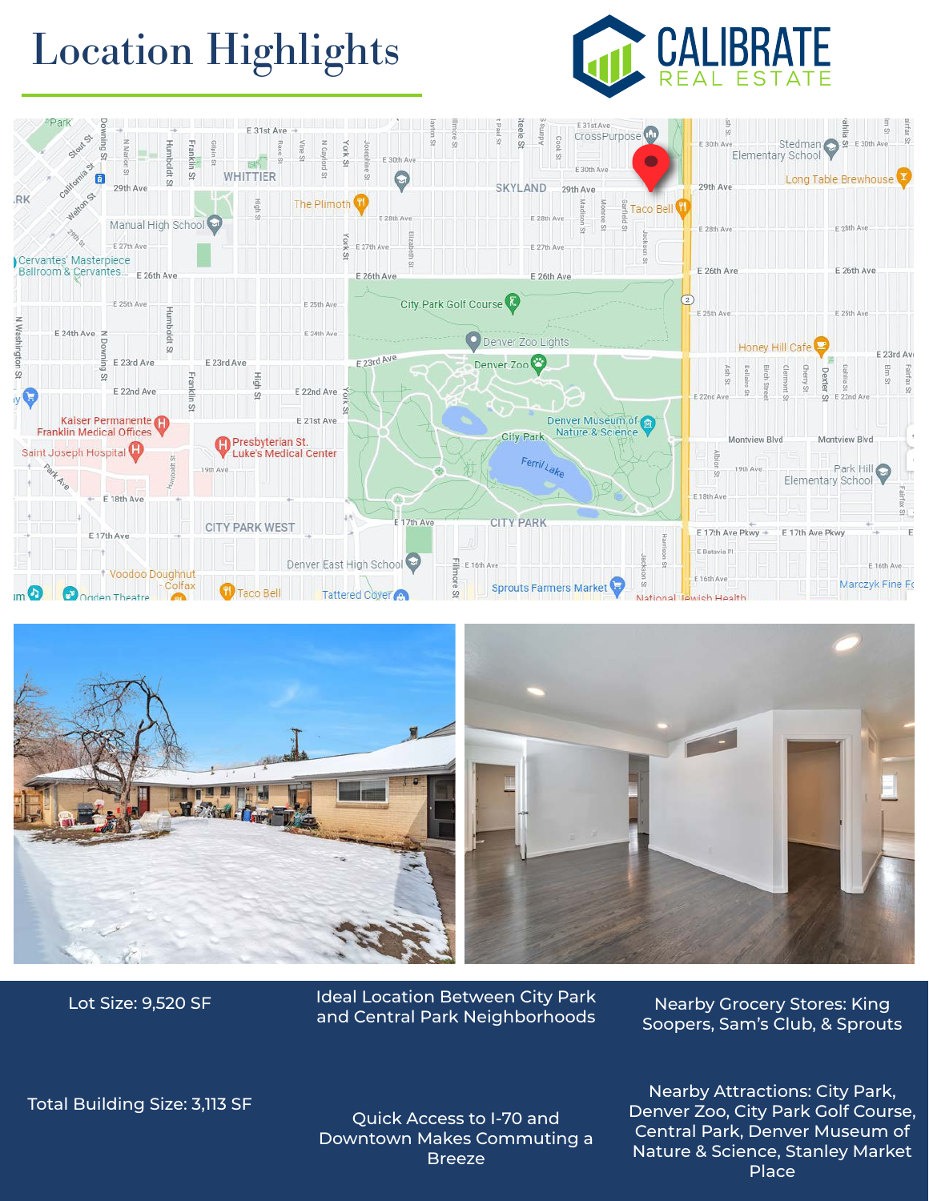# Location Highlights

CALIBRATE REAL ESTATE

Lot Size: 9,520 SF

Ideal Location Between City Park and Central Park Neighborhoods

Nearby Grocery Stores: King Soopers, Sam's Club, & Sprouts

Total Building Size: 3,113 SF

Quick Access to I-70 and Downtown Makes Commuting a Breeze

Nearby Attractions: City Park, Denver Zoo, City Park Golf Course, Central Park, Denver Museum of Nature & Science, Stanley Market Place